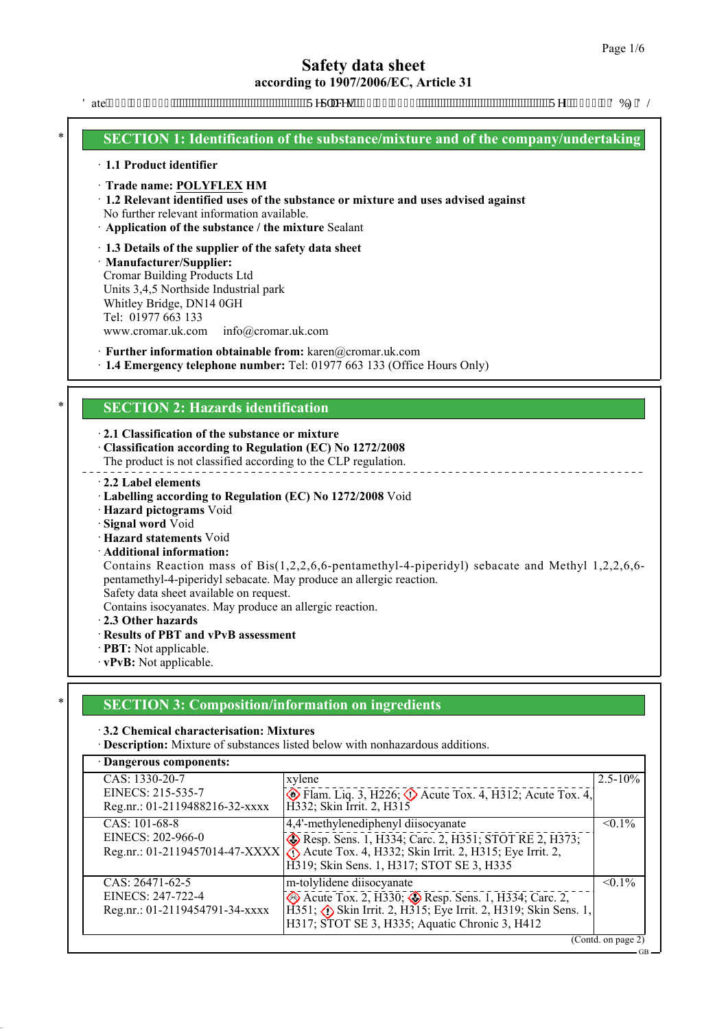# Safety data sheet

**according to 1907/2006/EC, Article 31**

## SECTION 1: Identification of the substance/mixture and of the company/undertaking

· **1.1 Product identifier**

· **Trade name:** **POLYFLEX HM**

· **1.2 Relevant identified uses of the substance or mixture and uses advised against**
No further relevant information available.

· **Application of the substance / the mixture** Sealant

· **1.3 Details of the supplier of the safety data sheet**

· **Manufacturer/Supplier:**
Cromar Building Products Ltd
Units 3,4,5 Northside Industrial park
Whitley Bridge, DN14 0GH
Tel: 01977 663 133
www.cromar.uk.com info@cromar.uk.com

· **Further information obtainable from:** karen@cromar.uk.com

· **1.4 Emergency telephone number:** Tel: 01977 663 133 (Office Hours Only)

## SECTION 2: Hazards identification

· **2.1 Classification of the substance or mixture**

· **Classification according to Regulation (EC) No 1272/2008**
The product is not classified according to the CLP regulation.

· **2.2 Label elements**

· **Labelling according to Regulation (EC) No 1272/2008** Void

· **Hazard pictograms** Void

· **Signal word** Void

· **Hazard statements** Void

· **Additional information:**
Contains Reaction mass of Bis(1,2,2,6,6-pentamethyl-4-piperidyl) sebacate and Methyl 1,2,2,6,6-pentamethyl-4-piperidyl sebacate. May produce an allergic reaction.
Safety data sheet available on request.
Contains isocyanates. May produce an allergic reaction.

· **2.3 Other hazards**

· **Results of PBT and vPvB assessment**

· **PBT:** Not applicable.

· **vPvB:** Not applicable.

## SECTION 3: Composition/information on ingredients

· **3.2 Chemical characterisation: Mixtures**

· **Description:** Mixture of substances listed below with nonhazardous additions.

| · Dangerous components: | | |
|---|---|---|
| CAS: 1330-20-7<br>EINECS: 215-535-7<br>Reg.nr.: 01-2119488216-32-xxxx | xylene<br>Flam. Liq. 3, H226; Acute Tox. 4, H312; Acute Tox. 4, H332; Skin Irrit. 2, H315 | 2.5-10% |
| CAS: 101-68-8<br>EINECS: 202-966-0<br>Reg.nr.: 01-2119457014-47-XXXX | 4,4'-methylenediphenyl diisocyanate<br>Resp. Sens. 1, H334; Carc. 2, H351; STOT RE 2, H373; Acute Tox. 4, H332; Skin Irrit. 2, H315; Eye Irrit. 2, H319; Skin Sens. 1, H317; STOT SE 3, H335 | <0.1% |
| CAS: 26471-62-5<br>EINECS: 247-722-4<br>Reg.nr.: 01-2119454791-34-xxxx | m-tolylidene diisocyanate<br>Acute Tox. 2, H330; Resp. Sens. 1, H334; Carc. 2, H351; Skin Irrit. 2, H315; Eye Irrit. 2, H319; Skin Sens. 1, H317; STOT SE 3, H335; Aquatic Chronic 3, H412 | <0.1% |

(Contd. on page 2)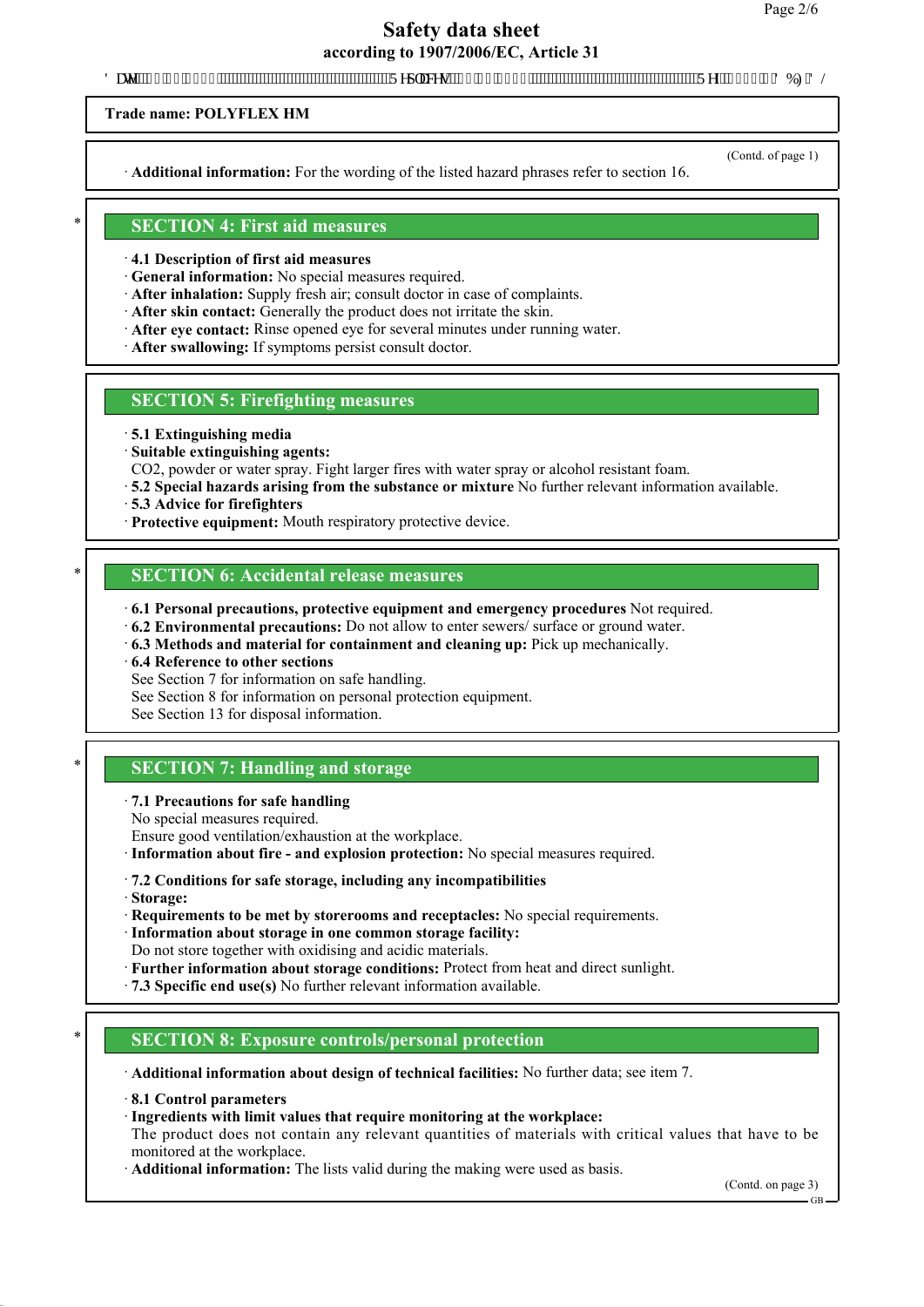**Trade name: POLYFLEX HM**

(Contd. of page 1)

· **Additional information:** For the wording of the listed hazard phrases refer to section 16.

## SECTION 4: First aid measures

· **4.1 Description of first aid measures**
· **General information:** No special measures required.
· **After inhalation:** Supply fresh air; consult doctor in case of complaints.
· **After skin contact:** Generally the product does not irritate the skin.
· **After eye contact:** Rinse opened eye for several minutes under running water.
· **After swallowing:** If symptoms persist consult doctor.

## SECTION 5: Firefighting measures

· **5.1 Extinguishing media**
· **Suitable extinguishing agents:**
CO2, powder or water spray. Fight larger fires with water spray or alcohol resistant foam.
· **5.2 Special hazards arising from the substance or mixture** No further relevant information available.
· **5.3 Advice for firefighters**
· **Protective equipment:** Mouth respiratory protective device.

## SECTION 6: Accidental release measures

· **6.1 Personal precautions, protective equipment and emergency procedures** Not required.
· **6.2 Environmental precautions:** Do not allow to enter sewers/ surface or ground water.
· **6.3 Methods and material for containment and cleaning up:** Pick up mechanically.
· **6.4 Reference to other sections**
See Section 7 for information on safe handling.
See Section 8 for information on personal protection equipment.
See Section 13 for disposal information.

## SECTION 7: Handling and storage

· **7.1 Precautions for safe handling**
No special measures required.
Ensure good ventilation/exhaustion at the workplace.
· **Information about fire - and explosion protection:** No special measures required.

· **7.2 Conditions for safe storage, including any incompatibilities**
· **Storage:**
· **Requirements to be met by storerooms and receptacles:** No special requirements.
· **Information about storage in one common storage facility:**
Do not store together with oxidising and acidic materials.
· **Further information about storage conditions:** Protect from heat and direct sunlight.
· **7.3 Specific end use(s)** No further relevant information available.

## SECTION 8: Exposure controls/personal protection

· **Additional information about design of technical facilities:** No further data; see item 7.

· **8.1 Control parameters**
· **Ingredients with limit values that require monitoring at the workplace:**
The product does not contain any relevant quantities of materials with critical values that have to be monitored at the workplace.
· **Additional information:** The lists valid during the making were used as basis.

(Contd. on page 3)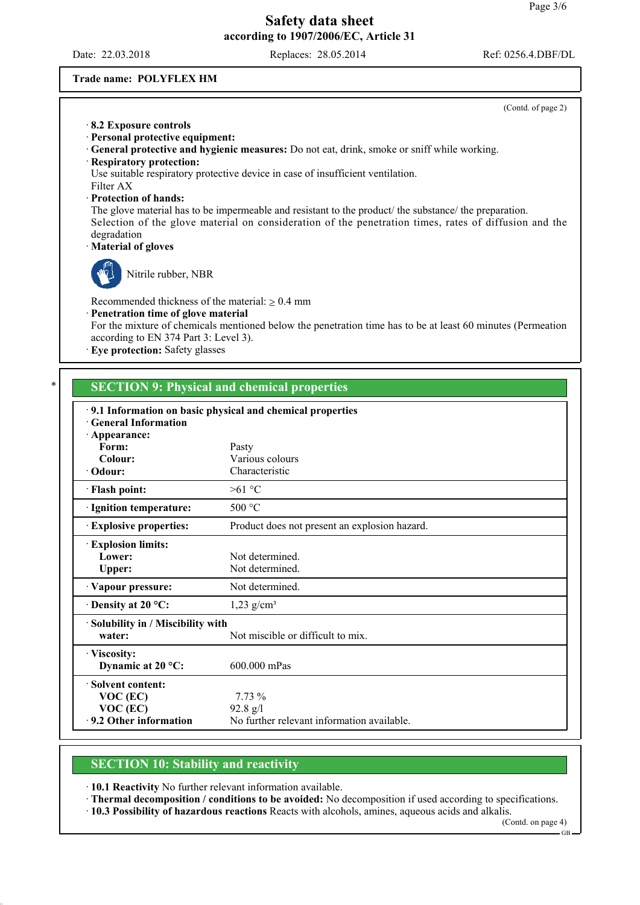**Trade name: POLYFLEX HM**

(Contd. of page 2)

· **8.2 Exposure controls**
· **Personal protective equipment:**
· **General protective and hygienic measures:** Do not eat, drink, smoke or sniff while working.
· **Respiratory protection:**
Use suitable respiratory protective device in case of insufficient ventilation.
Filter AX
· **Protection of hands:**
The glove material has to be impermeable and resistant to the product/ the substance/ the preparation.
Selection of the glove material on consideration of the penetration times, rates of diffusion and the degradation
· **Material of gloves**

Nitrile rubber, NBR

Recommended thickness of the material: ≥ 0.4 mm
· **Penetration time of glove material**
For the mixture of chemicals mentioned below the penetration time has to be at least 60 minutes (Permeation according to EN 374 Part 3: Level 3).
· **Eye protection:** Safety glasses

\* 

## SECTION 9: Physical and chemical properties

· **9.1 Information on basic physical and chemical properties**
· **General Information**

| | |
|---|---|
| · **Appearance:** | |
| **Form:** | Pasty |
| **Colour:** | Various colours |
| · **Odour:** | Characteristic |
| · **Flash point:** | >61 °C |
| · **Ignition temperature:** | 500 °C |
| · **Explosive properties:** | Product does not present an explosion hazard. |
| · **Explosion limits:** | |
| **Lower:** | Not determined. |
| **Upper:** | Not determined. |
| · **Vapour pressure:** | Not determined. |
| · **Density at 20 °C:** | 1,23 g/cm³ |
| · **Solubility in / Miscibility with water:** | Not miscible or difficult to mix. |
| · **Viscosity:** | |
| **Dynamic at 20 °C:** | 600.000 mPas |
| · **Solvent content:** | |
| **VOC (EC)** | 7.73 % |
| **VOC (EC)** | 92.8 g/l |
| · **9.2 Other information** | No further relevant information available. |

## SECTION 10: Stability and reactivity

· **10.1 Reactivity** No further relevant information available.
· **Thermal decomposition / conditions to be avoided:** No decomposition if used according to specifications.
· **10.3 Possibility of hazardous reactions** Reacts with alcohols, amines, aqueous acids and alkalis.

(Contd. on page 4)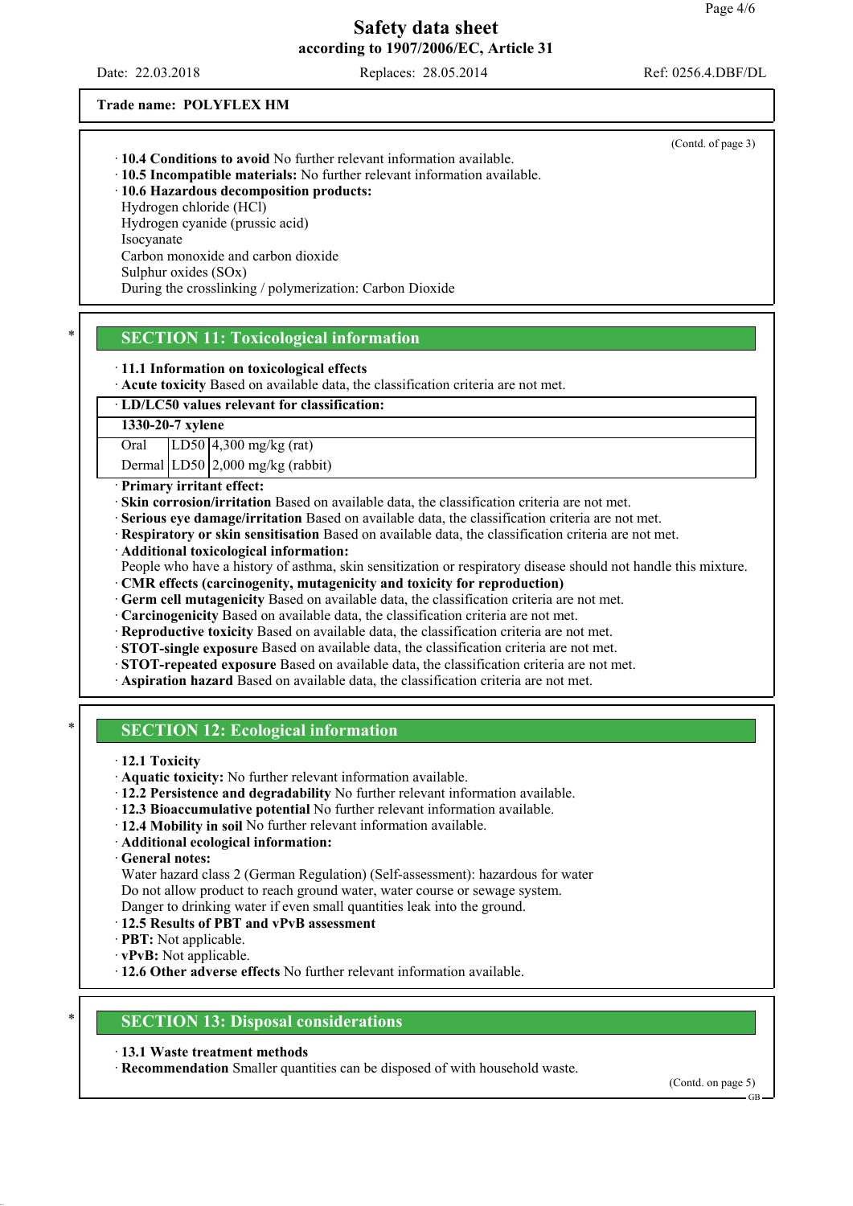Trade name: POLYFLEX HM

(Contd. of page 3)

· **10.4 Conditions to avoid** No further relevant information available.
· **10.5 Incompatible materials:** No further relevant information available.
· **10.6 Hazardous decomposition products:**
Hydrogen chloride (HCl)
Hydrogen cyanide (prussic acid)
Isocyanate
Carbon monoxide and carbon dioxide
Sulphur oxides (SOx)
During the crosslinking / polymerization: Carbon Dioxide

## SECTION 11: Toxicological information

· **11.1 Information on toxicological effects**
· **Acute toxicity** Based on available data, the classification criteria are not met.

| · LD/LC50 values relevant for classification: | | |
|---|---|---|
| **1330-20-7 xylene** | | |
| Oral | LD50 | 4,300 mg/kg (rat) |
| Dermal | LD50 | 2,000 mg/kg (rabbit) |

· **Primary irritant effect:**
· **Skin corrosion/irritation** Based on available data, the classification criteria are not met.
· **Serious eye damage/irritation** Based on available data, the classification criteria are not met.
· **Respiratory or skin sensitisation** Based on available data, the classification criteria are not met.
· **Additional toxicological information:**
People who have a history of asthma, skin sensitization or respiratory disease should not handle this mixture.
· **CMR effects (carcinogenity, mutagenicity and toxicity for reproduction)**
· **Germ cell mutagenicity** Based on available data, the classification criteria are not met.
· **Carcinogenicity** Based on available data, the classification criteria are not met.
· **Reproductive toxicity** Based on available data, the classification criteria are not met.
· **STOT-single exposure** Based on available data, the classification criteria are not met.
· **STOT-repeated exposure** Based on available data, the classification criteria are not met.
· **Aspiration hazard** Based on available data, the classification criteria are not met.

## SECTION 12: Ecological information

· **12.1 Toxicity**
· **Aquatic toxicity:** No further relevant information available.
· **12.2 Persistence and degradability** No further relevant information available.
· **12.3 Bioaccumulative potential** No further relevant information available.
· **12.4 Mobility in soil** No further relevant information available.
· **Additional ecological information:**
· **General notes:**
Water hazard class 2 (German Regulation) (Self-assessment): hazardous for water
Do not allow product to reach ground water, water course or sewage system.
Danger to drinking water if even small quantities leak into the ground.
· **12.5 Results of PBT and vPvB assessment**
· **PBT:** Not applicable.
· **vPvB:** Not applicable.
· **12.6 Other adverse effects** No further relevant information available.

## SECTION 13: Disposal considerations

· **13.1 Waste treatment methods**
· **Recommendation** Smaller quantities can be disposed of with household waste.

(Contd. on page 5)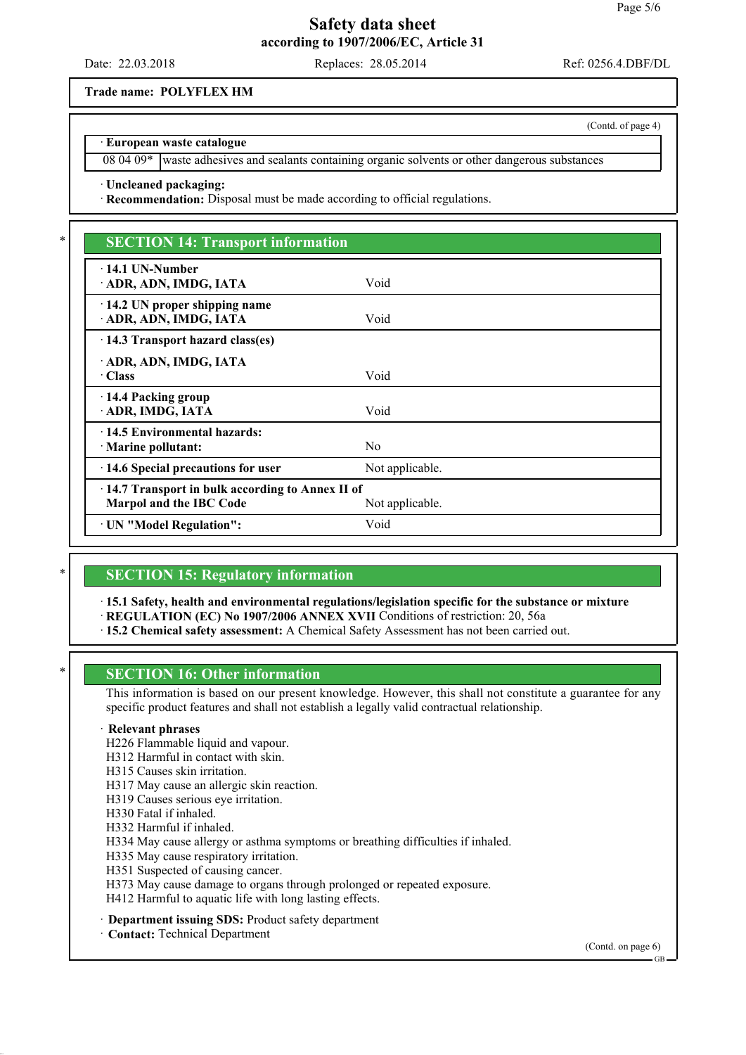Trade name: **POLYFLEX HM**

(Contd. of page 4)

· **European waste catalogue**

| | |
|---|---|
| 08 04 09* | waste adhesives and sealants containing organic solvents or other dangerous substances |

· **Uncleaned packaging:**
· **Recommendation:** Disposal must be made according to official regulations.

## * SECTION 14: Transport information

| | |
|---|---|
| · **14.1 UN-Number**<br>· **ADR, ADN, IMDG, IATA** | Void |
| · **14.2 UN proper shipping name**<br>· **ADR, ADN, IMDG, IATA** | Void |
| · **14.3 Transport hazard class(es)** | |
| · **ADR, ADN, IMDG, IATA**<br>· **Class** | Void |
| · **14.4 Packing group**<br>· **ADR, IMDG, IATA** | Void |
| · **14.5 Environmental hazards:**<br>· **Marine pollutant:** | No |
| · **14.6 Special precautions for user** | Not applicable. |
| · **14.7 Transport in bulk according to Annex II of Marpol and the IBC Code** | Not applicable. |
| · **UN "Model Regulation":** | Void |

## * SECTION 15: Regulatory information

· **15.1 Safety, health and environmental regulations/legislation specific for the substance or mixture**
· **REGULATION (EC) No 1907/2006 ANNEX XVII** Conditions of restriction: 20, 56a
· **15.2 Chemical safety assessment:** A Chemical Safety Assessment has not been carried out.

## * SECTION 16: Other information

This information is based on our present knowledge. However, this shall not constitute a guarantee for any specific product features and shall not establish a legally valid contractual relationship.

· **Relevant phrases**
H226 Flammable liquid and vapour.
H312 Harmful in contact with skin.
H315 Causes skin irritation.
H317 May cause an allergic skin reaction.
H319 Causes serious eye irritation.
H330 Fatal if inhaled.
H332 Harmful if inhaled.
H334 May cause allergy or asthma symptoms or breathing difficulties if inhaled.
H335 May cause respiratory irritation.
H351 Suspected of causing cancer.
H373 May cause damage to organs through prolonged or repeated exposure.
H412 Harmful to aquatic life with long lasting effects.

· **Department issuing SDS:** Product safety department
· **Contact:** Technical Department

(Contd. on page 6)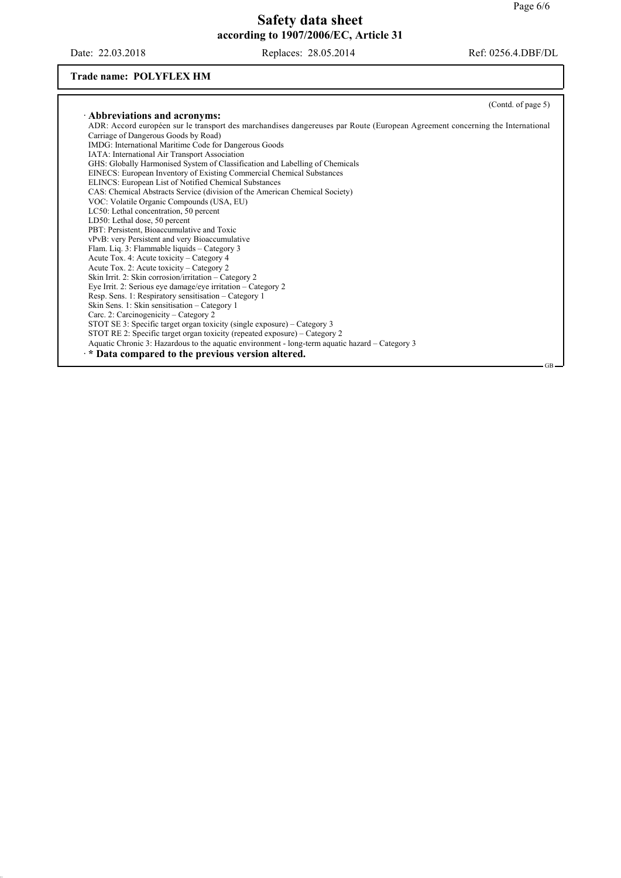# Safety data sheet
**according to 1907/2006/EC, Article 31**

Date: 22.03.2018 Replaces: 28.05.2014 Ref: 0256.4.DBF/DL

**Trade name: POLYFLEX HM**

(Contd. of page 5)

· **Abbreviations and acronyms:**

ADR: Accord européen sur le transport des marchandises dangereuses par Route (European Agreement concerning the International Carriage of Dangerous Goods by Road)
IMDG: International Maritime Code for Dangerous Goods
IATA: International Air Transport Association
GHS: Globally Harmonised System of Classification and Labelling of Chemicals
EINECS: European Inventory of Existing Commercial Chemical Substances
ELINCS: European List of Notified Chemical Substances
CAS: Chemical Abstracts Service (division of the American Chemical Society)
VOC: Volatile Organic Compounds (USA, EU)
LC50: Lethal concentration, 50 percent
LD50: Lethal dose, 50 percent
PBT: Persistent, Bioaccumulative and Toxic
vPvB: very Persistent and very Bioaccumulative
Flam. Liq. 3: Flammable liquids – Category 3
Acute Tox. 4: Acute toxicity – Category 4
Acute Tox. 2: Acute toxicity – Category 2
Skin Irrit. 2: Skin corrosion/irritation – Category 2
Eye Irrit. 2: Serious eye damage/eye irritation – Category 2
Resp. Sens. 1: Respiratory sensitisation – Category 1
Skin Sens. 1: Skin sensitisation – Category 1
Carc. 2: Carcinogenicity – Category 2
STOT SE 3: Specific target organ toxicity (single exposure) – Category 3
STOT RE 2: Specific target organ toxicity (repeated exposure) – Category 2
Aquatic Chronic 3: Hazardous to the aquatic environment - long-term aquatic hazard – Category 3

· **\* Data compared to the previous version altered.**

GB